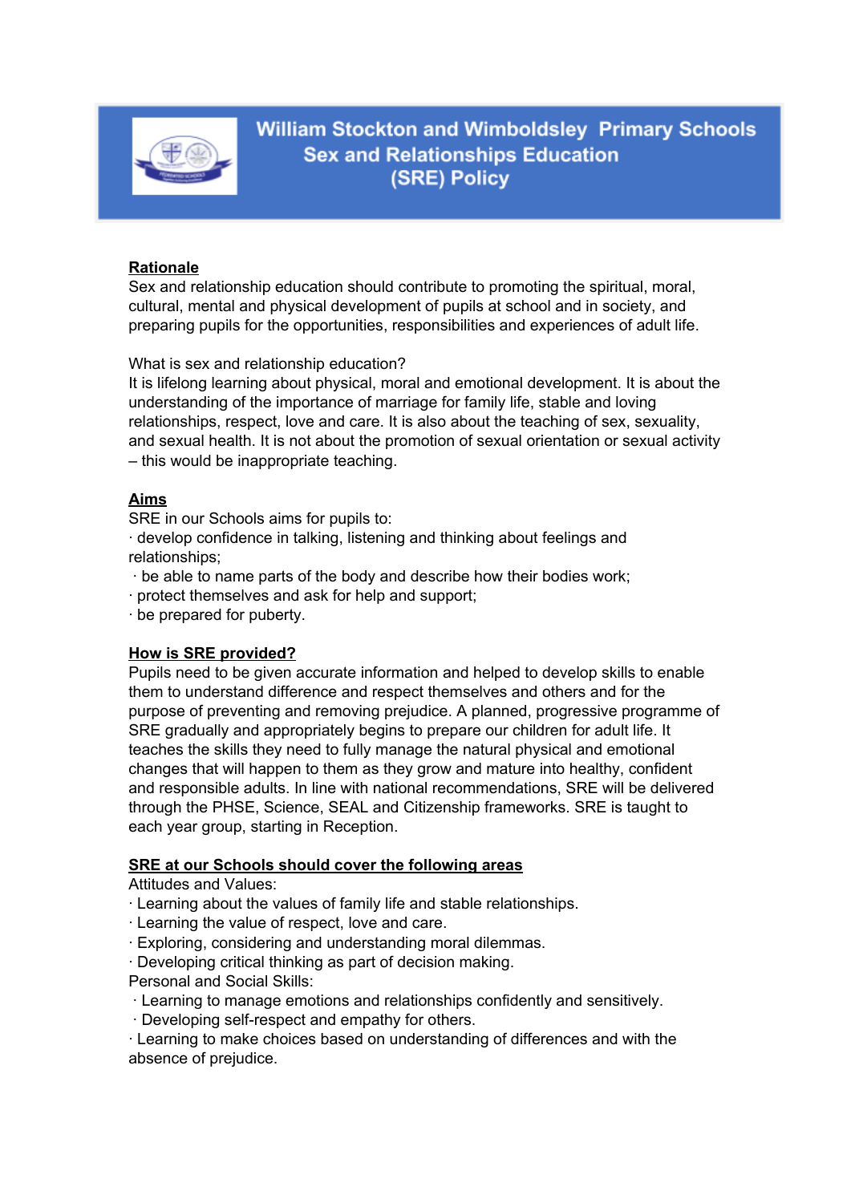# William Stockton and Wimboldsley Primary Schools Sex and Relationships Education (SRE) Policy

## Rationale

Sex and relationship education should contribute to promoting the spiritual, moral, cultural, mental and physical development of pupils at school and in society, and preparing pupils for the opportunities, responsibilities and experiences of adult life.

What is sex and relationship education?

It is lifelong learning about physical, moral and emotional development. It is about the understanding of the importance of marriage for family life, stable and loving relationships, respect, love and care. It is also about the teaching of sex, sexuality, and sexual health. It is not about the promotion of sexual orientation or sexual activity – this would be inappropriate teaching.

## Aims

SRE in our Schools aims for pupils to:

- develop confidence in talking, listening and thinking about feelings and relationships;
- be able to name parts of the body and describe how their bodies work;
- protect themselves and ask for help and support;
- be prepared for puberty.

## How is SRE provided?

Pupils need to be given accurate information and helped to develop skills to enable them to understand difference and respect themselves and others and for the purpose of preventing and removing prejudice. A planned, progressive programme of SRE gradually and appropriately begins to prepare our children for adult life. It teaches the skills they need to fully manage the natural physical and emotional changes that will happen to them as they grow and mature into healthy, confident and responsible adults. In line with national recommendations, SRE will be delivered through the PHSE, Science, SEAL and Citizenship frameworks. SRE is taught to each year group, starting in Reception.

## SRE at our Schools should cover the following areas

Attitudes and Values:

- Learning about the values of family life and stable relationships.
- Learning the value of respect, love and care.
- Exploring, considering and understanding moral dilemmas.
- Developing critical thinking as part of decision making.

Personal and Social Skills:

- Learning to manage emotions and relationships confidently and sensitively.
- Developing self-respect and empathy for others.
- Learning to make choices based on understanding of differences and with the absence of prejudice.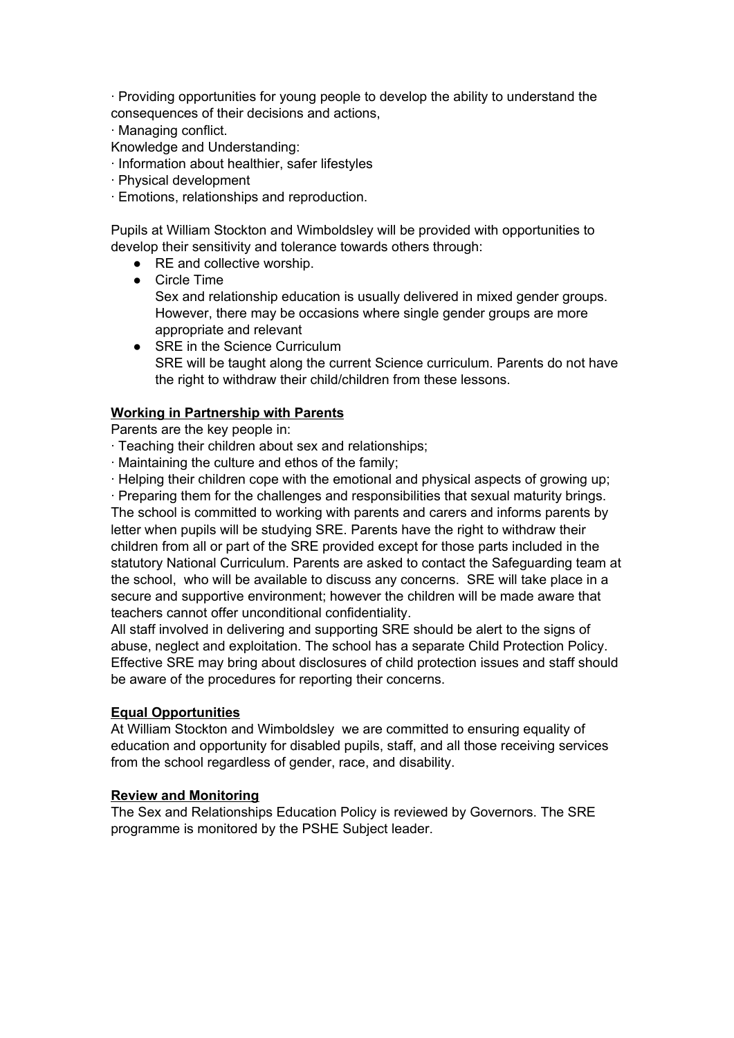· Providing opportunities for young people to develop the ability to understand the consequences of their decisions and actions,

· Managing conflict.

Knowledge and Understanding:

· Information about healthier, safer lifestyles

· Physical development

· Emotions, relationships and reproduction.

Pupils at William Stockton and Wimboldsley will be provided with opportunities to develop their sensitivity and tolerance towards others through:

- RE and collective worship.
- Circle Time

  Sex and relationship education is usually delivered in mixed gender groups. However, there may be occasions where single gender groups are more appropriate and relevant
- SRE in the Science Curriculum

  SRE will be taught along the current Science curriculum. Parents do not have the right to withdraw their child/children from these lessons.

## Working in Partnership with Parents

Parents are the key people in:

· Teaching their children about sex and relationships;

· Maintaining the culture and ethos of the family;

· Helping their children cope with the emotional and physical aspects of growing up;

· Preparing them for the challenges and responsibilities that sexual maturity brings.

The school is committed to working with parents and carers and informs parents by letter when pupils will be studying SRE. Parents have the right to withdraw their children from all or part of the SRE provided except for those parts included in the statutory National Curriculum. Parents are asked to contact the Safeguarding team at the school, who will be available to discuss any concerns. SRE will take place in a secure and supportive environment; however the children will be made aware that teachers cannot offer unconditional confidentiality.

All staff involved in delivering and supporting SRE should be alert to the signs of abuse, neglect and exploitation. The school has a separate Child Protection Policy. Effective SRE may bring about disclosures of child protection issues and staff should be aware of the procedures for reporting their concerns.

## Equal Opportunities

At William Stockton and Wimboldsley we are committed to ensuring equality of education and opportunity for disabled pupils, staff, and all those receiving services from the school regardless of gender, race, and disability.

## Review and Monitoring

The Sex and Relationships Education Policy is reviewed by Governors. The SRE programme is monitored by the PSHE Subject leader.